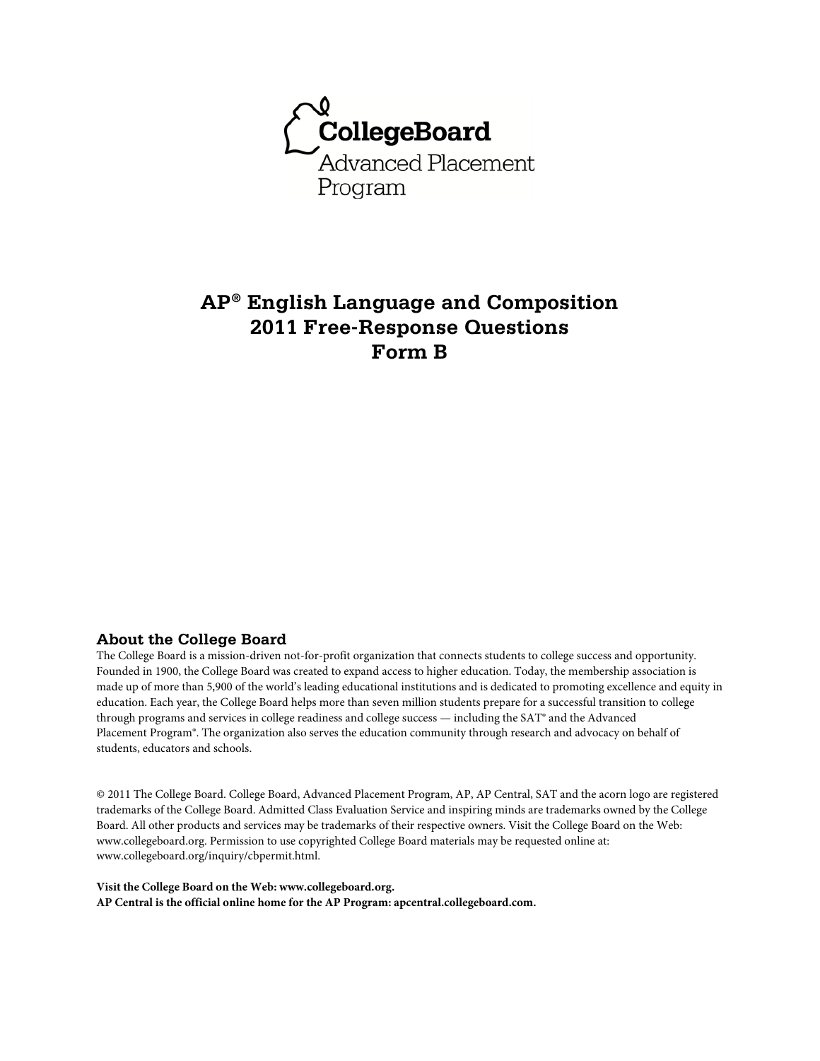CollegeBoard
Advanced Placement Program

# AP® English Language and Composition 2011 Free-Response Questions Form B

## About the College Board

The College Board is a mission-driven not-for-profit organization that connects students to college success and opportunity. Founded in 1900, the College Board was created to expand access to higher education. Today, the membership association is made up of more than 5,900 of the world's leading educational institutions and is dedicated to promoting excellence and equity in education. Each year, the College Board helps more than seven million students prepare for a successful transition to college through programs and services in college readiness and college success — including the SAT® and the Advanced Placement Program®. The organization also serves the education community through research and advocacy on behalf of students, educators and schools.

© 2011 The College Board. College Board, Advanced Placement Program, AP, AP Central, SAT and the acorn logo are registered trademarks of the College Board. Admitted Class Evaluation Service and inspiring minds are trademarks owned by the College Board. All other products and services may be trademarks of their respective owners. Visit the College Board on the Web: www.collegeboard.org. Permission to use copyrighted College Board materials may be requested online at: www.collegeboard.org/inquiry/cbpermit.html.

**Visit the College Board on the Web: www.collegeboard.org.**
**AP Central is the official online home for the AP Program: apcentral.collegeboard.com.**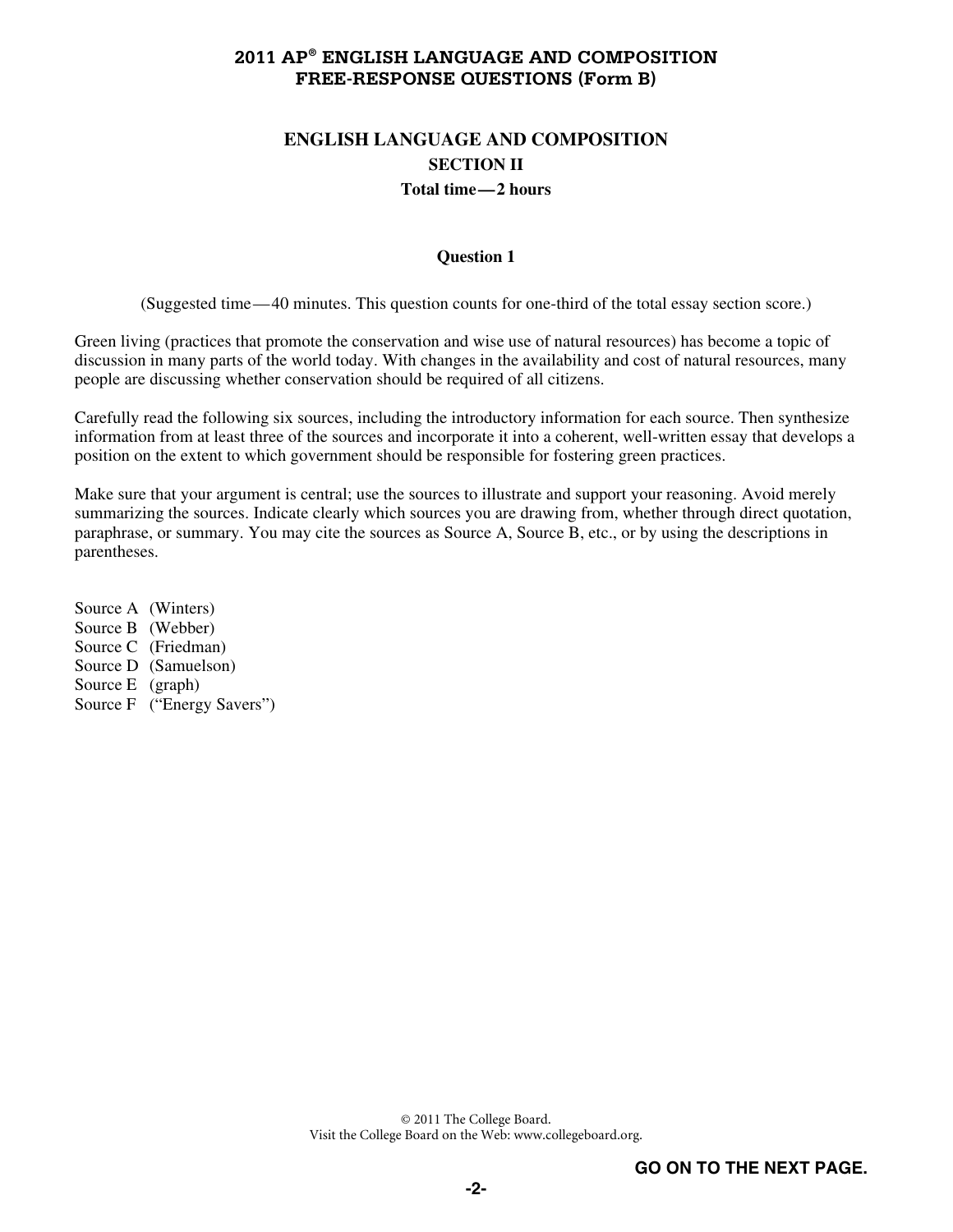# 2011 AP® ENGLISH LANGUAGE AND COMPOSITION FREE-RESPONSE QUESTIONS (Form B)

## ENGLISH LANGUAGE AND COMPOSITION

### SECTION II

**Total time—2 hours**

**Question 1**

(Suggested time—40 minutes. This question counts for one-third of the total essay section score.)

Green living (practices that promote the conservation and wise use of natural resources) has become a topic of discussion in many parts of the world today. With changes in the availability and cost of natural resources, many people are discussing whether conservation should be required of all citizens.

Carefully read the following six sources, including the introductory information for each source. Then synthesize information from at least three of the sources and incorporate it into a coherent, well-written essay that develops a position on the extent to which government should be responsible for fostering green practices.

Make sure that your argument is central; use the sources to illustrate and support your reasoning. Avoid merely summarizing the sources. Indicate clearly which sources you are drawing from, whether through direct quotation, paraphrase, or summary. You may cite the sources as Source A, Source B, etc., or by using the descriptions in parentheses.

Source A (Winters)
Source B (Webber)
Source C (Friedman)
Source D (Samuelson)
Source E (graph)
Source F ("Energy Savers")

© 2011 The College Board.
Visit the College Board on the Web: www.collegeboard.org.

GO ON TO THE NEXT PAGE.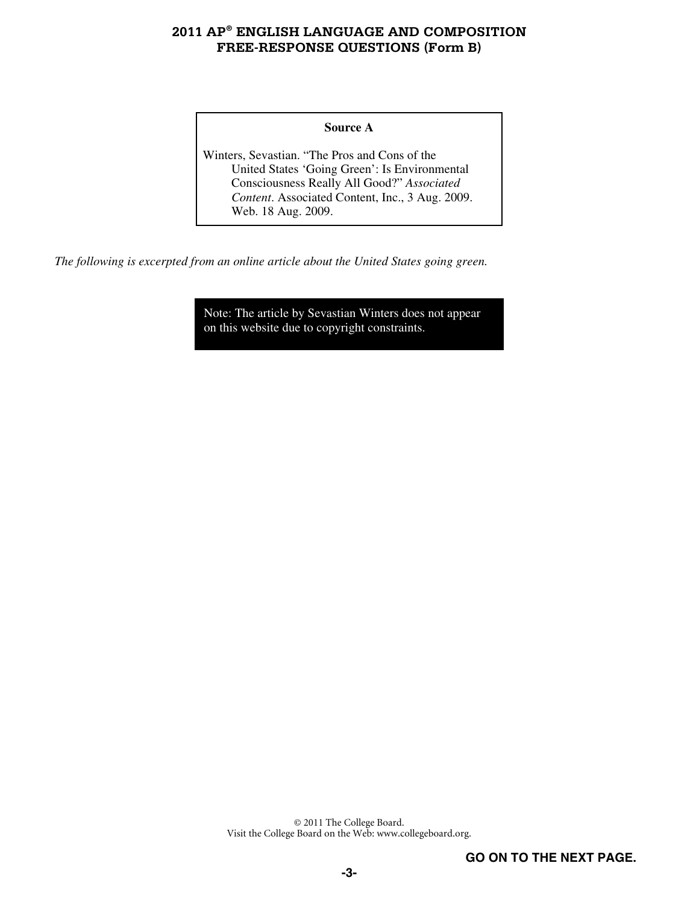**Source A**

Winters, Sevastian. "The Pros and Cons of the United States 'Going Green': Is Environmental Consciousness Really All Good?" *Associated Content*. Associated Content, Inc., 3 Aug. 2009. Web. 18 Aug. 2009.

*The following is excerpted from an online article about the United States going green.*

Note: The article by Sevastian Winters does not appear on this website due to copyright constraints.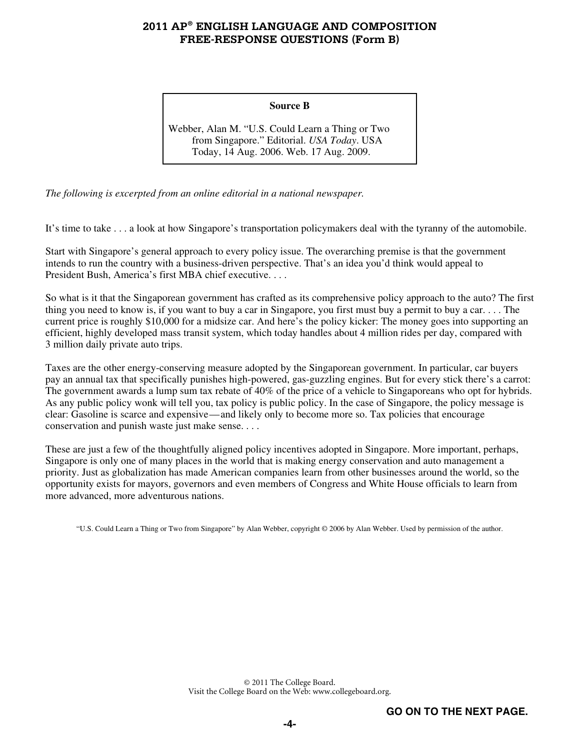**Source B**

Webber, Alan M. "U.S. Could Learn a Thing or Two from Singapore." Editorial. *USA Today*. USA Today, 14 Aug. 2006. Web. 17 Aug. 2009.

*The following is excerpted from an online editorial in a national newspaper.*

It's time to take . . . a look at how Singapore's transportation policymakers deal with the tyranny of the automobile.

Start with Singapore's general approach to every policy issue. The overarching premise is that the government intends to run the country with a business-driven perspective. That's an idea you'd think would appeal to President Bush, America's first MBA chief executive. . . .

So what is it that the Singaporean government has crafted as its comprehensive policy approach to the auto? The first thing you need to know is, if you want to buy a car in Singapore, you first must buy a permit to buy a car. . . . The current price is roughly $10,000 for a midsize car. And here's the policy kicker: The money goes into supporting an efficient, highly developed mass transit system, which today handles about 4 million rides per day, compared with 3 million daily private auto trips.

Taxes are the other energy-conserving measure adopted by the Singaporean government. In particular, car buyers pay an annual tax that specifically punishes high-powered, gas-guzzling engines. But for every stick there's a carrot: The government awards a lump sum tax rebate of 40% of the price of a vehicle to Singaporeans who opt for hybrids. As any public policy wonk will tell you, tax policy is public policy. In the case of Singapore, the policy message is clear: Gasoline is scarce and expensive—and likely only to become more so. Tax policies that encourage conservation and punish waste just make sense. . . .

These are just a few of the thoughtfully aligned policy incentives adopted in Singapore. More important, perhaps, Singapore is only one of many places in the world that is making energy conservation and auto management a priority. Just as globalization has made American companies learn from other businesses around the world, so the opportunity exists for mayors, governors and even members of Congress and White House officials to learn from more advanced, more adventurous nations.

"U.S. Could Learn a Thing or Two from Singapore" by Alan Webber, copyright © 2006 by Alan Webber. Used by permission of the author.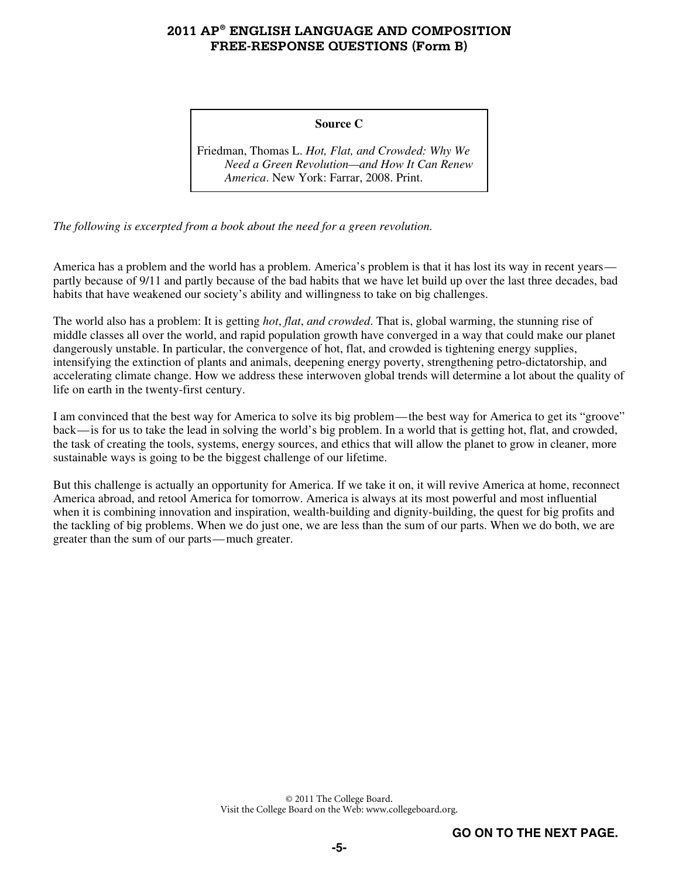**Source C**

Friedman, Thomas L. *Hot, Flat, and Crowded: Why We Need a Green Revolution—and How It Can Renew America*. New York: Farrar, 2008. Print.

*The following is excerpted from a book about the need for a green revolution.*

America has a problem and the world has a problem. America's problem is that it has lost its way in recent years—partly because of 9/11 and partly because of the bad habits that we have let build up over the last three decades, bad habits that have weakened our society's ability and willingness to take on big challenges.

The world also has a problem: It is getting *hot*, *flat*, *and crowded*. That is, global warming, the stunning rise of middle classes all over the world, and rapid population growth have converged in a way that could make our planet dangerously unstable. In particular, the convergence of hot, flat, and crowded is tightening energy supplies, intensifying the extinction of plants and animals, deepening energy poverty, strengthening petro-dictatorship, and accelerating climate change. How we address these interwoven global trends will determine a lot about the quality of life on earth in the twenty-first century.

I am convinced that the best way for America to solve its big problem—the best way for America to get its "groove" back—is for us to take the lead in solving the world's big problem. In a world that is getting hot, flat, and crowded, the task of creating the tools, systems, energy sources, and ethics that will allow the planet to grow in cleaner, more sustainable ways is going to be the biggest challenge of our lifetime.

But this challenge is actually an opportunity for America. If we take it on, it will revive America at home, reconnect America abroad, and retool America for tomorrow. America is always at its most powerful and most influential when it is combining innovation and inspiration, wealth-building and dignity-building, the quest for big profits and the tackling of big problems. When we do just one, we are less than the sum of our parts. When we do both, we are greater than the sum of our parts—much greater.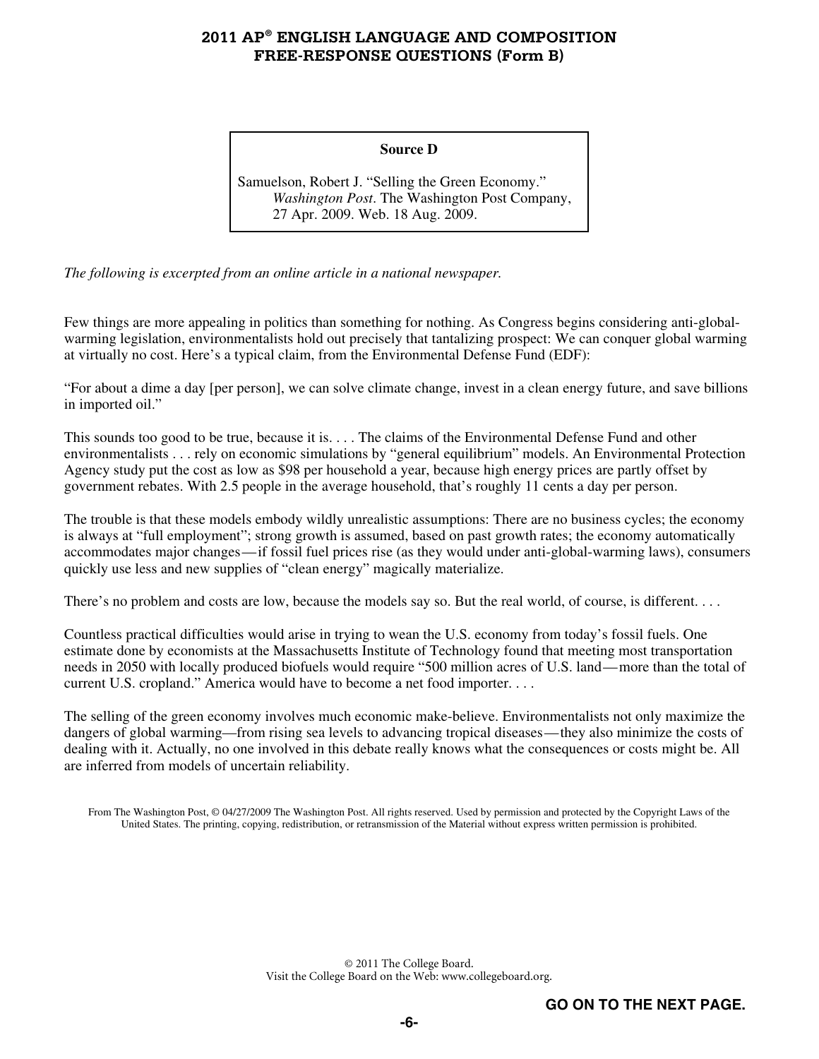**Source D**

Samuelson, Robert J. "Selling the Green Economy." *Washington Post*. The Washington Post Company, 27 Apr. 2009. Web. 18 Aug. 2009.

*The following is excerpted from an online article in a national newspaper.*

Few things are more appealing in politics than something for nothing. As Congress begins considering anti-global-warming legislation, environmentalists hold out precisely that tantalizing prospect: We can conquer global warming at virtually no cost. Here's a typical claim, from the Environmental Defense Fund (EDF):

"For about a dime a day [per person], we can solve climate change, invest in a clean energy future, and save billions in imported oil."

This sounds too good to be true, because it is. . . . The claims of the Environmental Defense Fund and other environmentalists . . . rely on economic simulations by "general equilibrium" models. An Environmental Protection Agency study put the cost as low as $98 per household a year, because high energy prices are partly offset by government rebates. With 2.5 people in the average household, that's roughly 11 cents a day per person.

The trouble is that these models embody wildly unrealistic assumptions: There are no business cycles; the economy is always at "full employment"; strong growth is assumed, based on past growth rates; the economy automatically accommodates major changes—if fossil fuel prices rise (as they would under anti-global-warming laws), consumers quickly use less and new supplies of "clean energy" magically materialize.

There's no problem and costs are low, because the models say so. But the real world, of course, is different. . . .

Countless practical difficulties would arise in trying to wean the U.S. economy from today's fossil fuels. One estimate done by economists at the Massachusetts Institute of Technology found that meeting most transportation needs in 2050 with locally produced biofuels would require "500 million acres of U.S. land—more than the total of current U.S. cropland." America would have to become a net food importer. . . .

The selling of the green economy involves much economic make-believe. Environmentalists not only maximize the dangers of global warming—from rising sea levels to advancing tropical diseases—they also minimize the costs of dealing with it. Actually, no one involved in this debate really knows what the consequences or costs might be. All are inferred from models of uncertain reliability.

From The Washington Post, © 04/27/2009 The Washington Post. All rights reserved. Used by permission and protected by the Copyright Laws of the United States. The printing, copying, redistribution, or retransmission of the Material without express written permission is prohibited.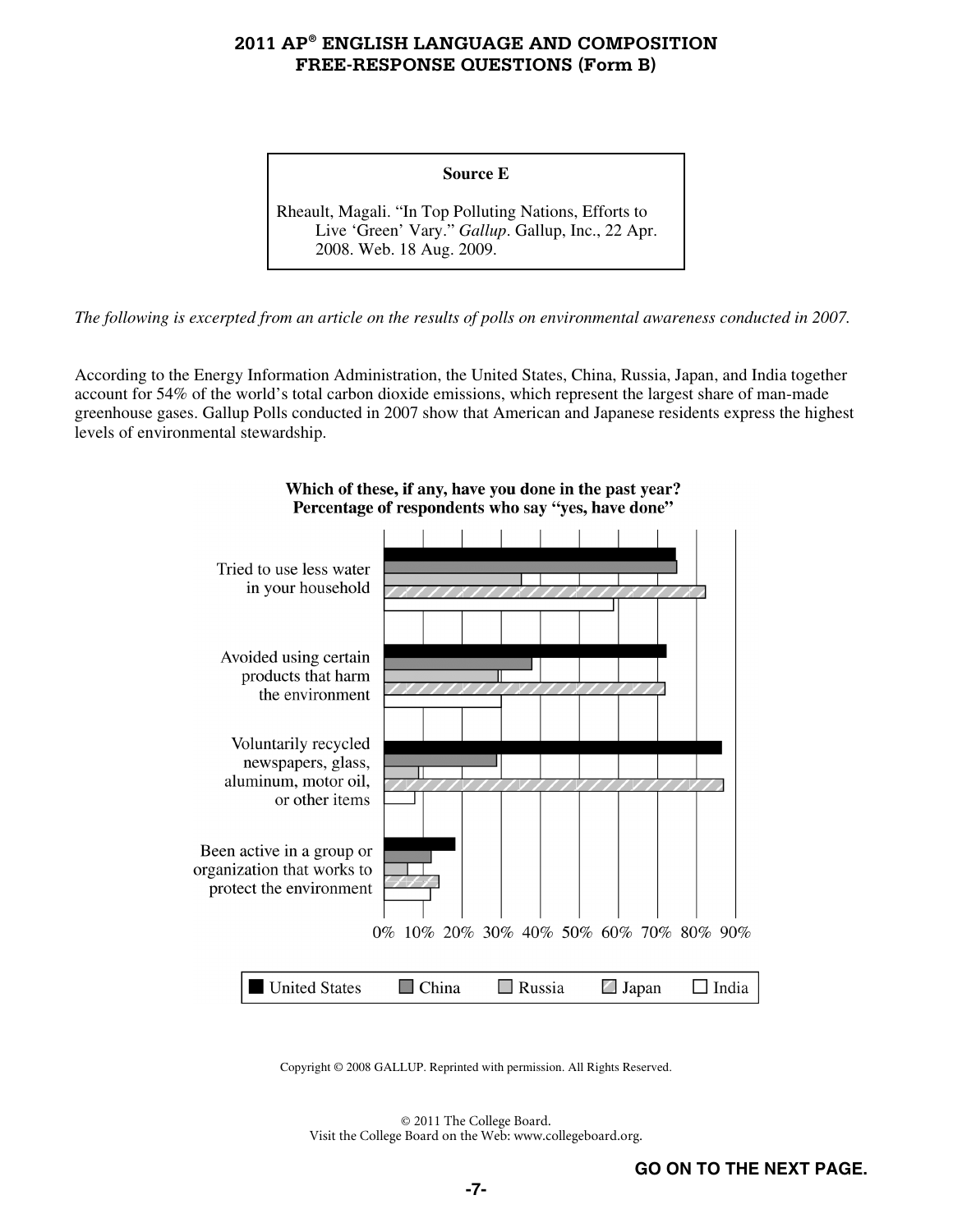**Source E**

Rheault, Magali. "In Top Polluting Nations, Efforts to Live 'Green' Vary." *Gallup*. Gallup, Inc., 22 Apr. 2008. Web. 18 Aug. 2009.

*The following is excerpted from an article on the results of polls on environmental awareness conducted in 2007.*

According to the Energy Information Administration, the United States, China, Russia, Japan, and India together account for 54% of the world's total carbon dioxide emissions, which represent the largest share of man-made greenhouse gases. Gallup Polls conducted in 2007 show that American and Japanese residents express the highest levels of environmental stewardship.

**Which of these, if any, have you done in the past year?**
**Percentage of respondents who say "yes, have done"**

Tried to use less water in your household

Avoided using certain products that harm the environment

Voluntarily recycled newspapers, glass, aluminum, motor oil, or other items

Been active in a group or organization that works to protect the environment

0% 10% 20% 30% 40% 50% 60% 70% 80% 90%

United States | China | Russia | Japan | India

Copyright © 2008 GALLUP. Reprinted with permission. All Rights Reserved.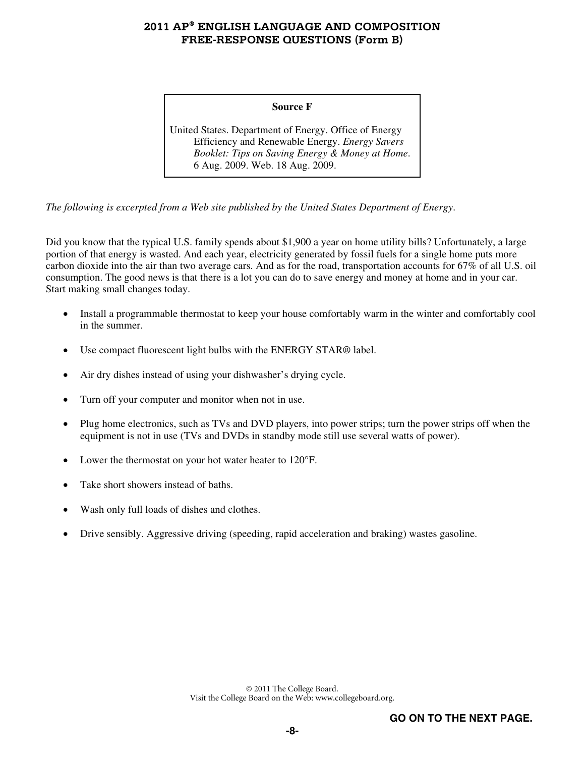**Source F**

United States. Department of Energy. Office of Energy Efficiency and Renewable Energy. *Energy Savers Booklet: Tips on Saving Energy & Money at Home*. 6 Aug. 2009. Web. 18 Aug. 2009.

*The following is excerpted from a Web site published by the United States Department of Energy.*

Did you know that the typical U.S. family spends about $1,900 a year on home utility bills? Unfortunately, a large portion of that energy is wasted. And each year, electricity generated by fossil fuels for a single home puts more carbon dioxide into the air than two average cars. And as for the road, transportation accounts for 67% of all U.S. oil consumption. The good news is that there is a lot you can do to save energy and money at home and in your car. Start making small changes today.

- Install a programmable thermostat to keep your house comfortably warm in the winter and comfortably cool in the summer.
- Use compact fluorescent light bulbs with the ENERGY STAR® label.
- Air dry dishes instead of using your dishwasher's drying cycle.
- Turn off your computer and monitor when not in use.
- Plug home electronics, such as TVs and DVD players, into power strips; turn the power strips off when the equipment is not in use (TVs and DVDs in standby mode still use several watts of power).
- Lower the thermostat on your hot water heater to 120°F.
- Take short showers instead of baths.
- Wash only full loads of dishes and clothes.
- Drive sensibly. Aggressive driving (speeding, rapid acceleration and braking) wastes gasoline.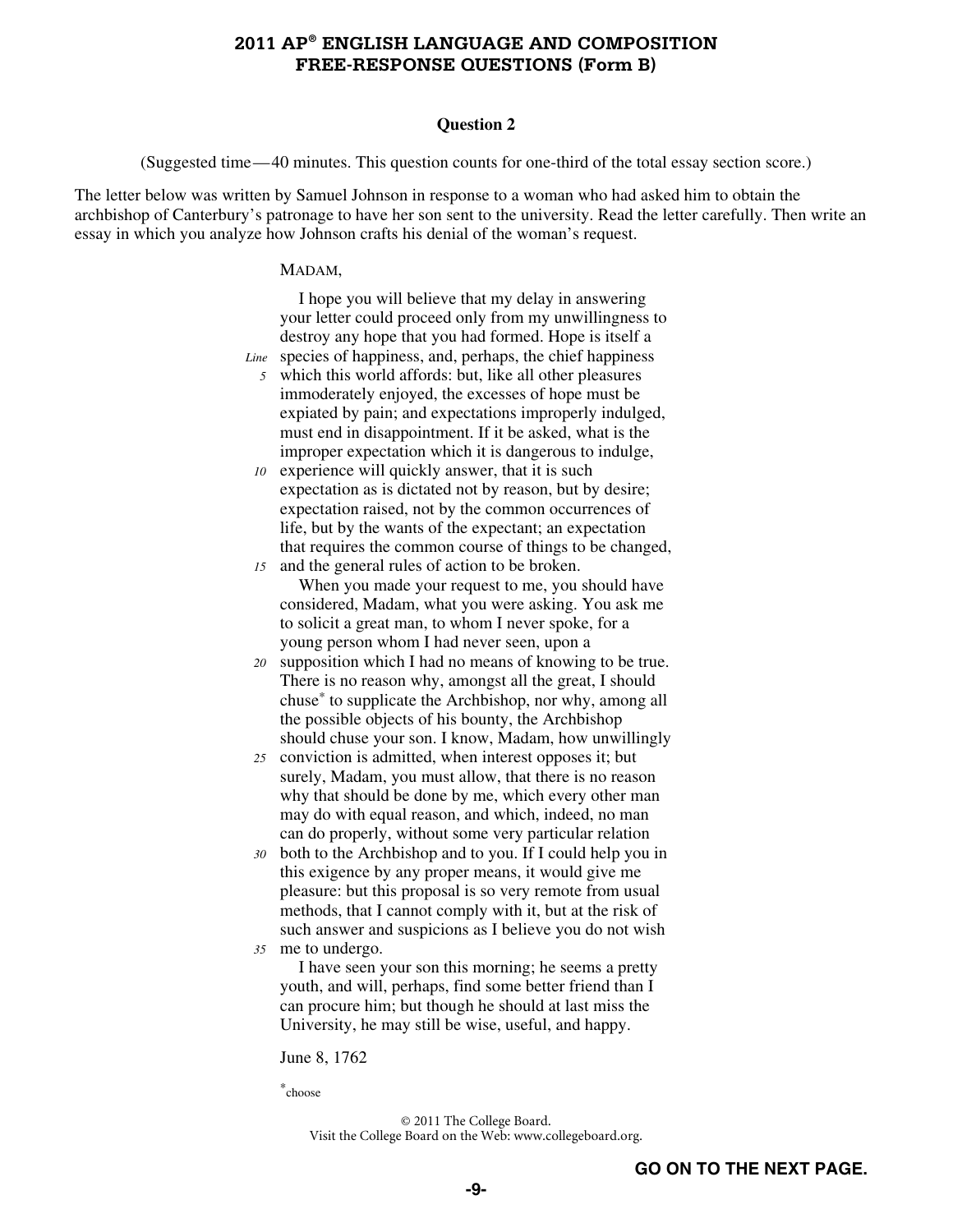# 2011 AP® ENGLISH LANGUAGE AND COMPOSITION FREE-RESPONSE QUESTIONS (Form B)

## Question 2

(Suggested time—40 minutes. This question counts for one-third of the total essay section score.)

The letter below was written by Samuel Johnson in response to a woman who had asked him to obtain the archbishop of Canterbury's patronage to have her son sent to the university. Read the letter carefully. Then write an essay in which you analyze how Johnson crafts his denial of the woman's request.

MADAM,

I hope you will believe that my delay in answering your letter could proceed only from my unwillingness to destroy any hope that you had formed. Hope is itself a species of happiness, and, perhaps, the chief happiness which this world affords: but, like all other pleasures immoderately enjoyed, the excesses of hope must be expiated by pain; and expectations improperly indulged, must end in disappointment. If it be asked, what is the improper expectation which it is dangerous to indulge, experience will quickly answer, that it is such expectation as is dictated not by reason, but by desire; expectation raised, not by the common occurrences of life, but by the wants of the expectant; an expectation that requires the common course of things to be changed, and the general rules of action to be broken.

When you made your request to me, you should have considered, Madam, what you were asking. You ask me to solicit a great man, to whom I never spoke, for a young person whom I had never seen, upon a supposition which I had no means of knowing to be true. There is no reason why, amongst all the great, I should chuse* to supplicate the Archbishop, nor why, among all the possible objects of his bounty, the Archbishop should chuse your son. I know, Madam, how unwillingly conviction is admitted, when interest opposes it; but surely, Madam, you must allow, that there is no reason why that should be done by me, which every other man may do with equal reason, and which, indeed, no man can do properly, without some very particular relation both to the Archbishop and to you. If I could help you in this exigence by any proper means, it would give me pleasure: but this proposal is so very remote from usual methods, that I cannot comply with it, but at the risk of such answer and suspicions as I believe you do not wish me to undergo.

I have seen your son this morning; he seems a pretty youth, and will, perhaps, find some better friend than I can procure him; but though he should at last miss the University, he may still be wise, useful, and happy.

June 8, 1762

*choose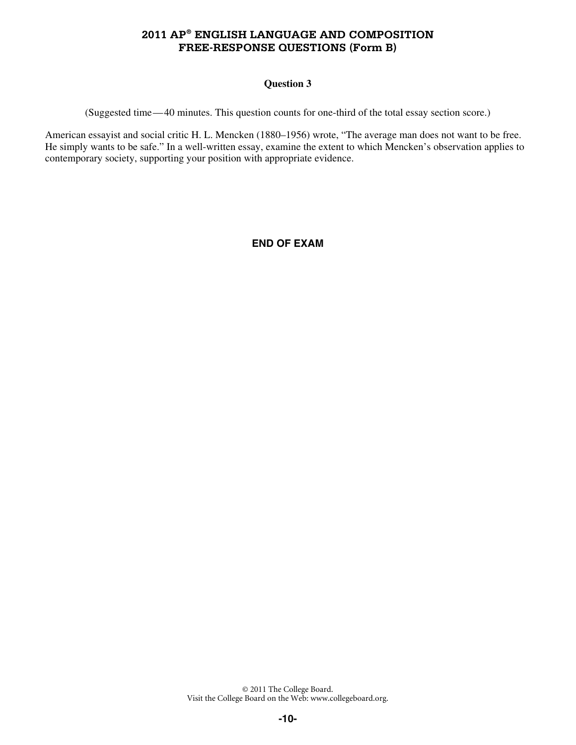## Question 3

(Suggested time—40 minutes. This question counts for one-third of the total essay section score.)

American essayist and social critic H. L. Mencken (1880–1956) wrote, "The average man does not want to be free. He simply wants to be safe." In a well-written essay, examine the extent to which Mencken's observation applies to contemporary society, supporting your position with appropriate evidence.

**END OF EXAM**

© 2011 The College Board.
Visit the College Board on the Web: www.collegeboard.org.